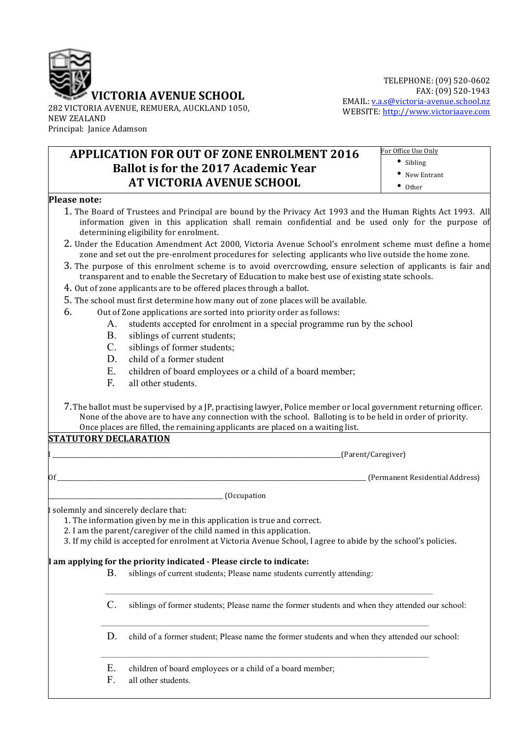# VICTORIA AVENUE SCHOOL

282 VICTORIA AVENUE, REMUERA, AUCKLAND 1050,
NEW ZEALAND
Principal: Janice Adamson

TELEPHONE: (09) 520-0602
FAX: (09) 520-1943
EMAIL: v.a.s@victoria-avenue.school.nz
WEBSITE: http://www.victoriaave.com

## APPLICATION FOR OUT OF ZONE ENROLMENT 2016
## Ballot is for the 2017 Academic Year
## AT VICTORIA AVENUE SCHOOL

For Office Use Only
- Sibling
- New Entrant
- Other

**Please note:**

1. The Board of Trustees and Principal are bound by the Privacy Act 1993 and the Human Rights Act 1993. All information given in this application shall remain confidential and be used only for the purpose of determining eligibility for enrolment.
2. Under the Education Amendment Act 2000, Victoria Avenue School's enrolment scheme must define a home zone and set out the pre-enrolment procedures for selecting applicants who live outside the home zone.
3. The purpose of this enrolment scheme is to avoid overcrowding, ensure selection of applicants is fair and transparent and to enable the Secretary of Education to make best use of existing state schools.
4. Out of zone applicants are to be offered places through a ballot.
5. The school must first determine how many out of zone places will be available.
6. Out of Zone applications are sorted into priority order as follows:
   - A. students accepted for enrolment in a special programme run by the school
   - B. siblings of current students;
   - C. siblings of former students;
   - D. child of a former student
   - E. children of board employees or a child of a board member;
   - F. all other students.
7. The ballot must be supervised by a JP, practising lawyer, Police member or local government returning officer. None of the above are to have any connection with the school. Balloting is to be held in order of priority. Once places are filled, the remaining applicants are placed on a waiting list.

**STATEMENT DECLARATION**

I \_\_\_\_\_\_\_\_\_\_\_\_\_\_\_\_\_\_\_\_\_\_\_\_\_\_\_\_\_\_\_\_\_\_\_\_\_\_\_\_\_\_\_\_\_\_\_\_\_\_\_\_\_\_\_\_(Parent/Caregiver)

Of \_\_\_\_\_\_\_\_\_\_\_\_\_\_\_\_\_\_\_\_\_\_\_\_\_\_\_\_\_\_\_\_\_\_\_\_\_\_\_\_\_\_\_\_\_\_\_\_\_\_\_\_\_\_\_\_ (Permanent Residential Address)

\_\_\_\_\_\_\_\_\_\_\_\_\_\_\_\_\_\_\_\_\_\_\_\_\_\_\_\_\_\_\_\_\_\_ (Occupation

I solemnly and sincerely declare that:

1. The information given by me in this application is true and correct.
2. I am the parent/caregiver of the child named in this application.
3. If my child is accepted for enrolment at Victoria Avenue School, I agree to abide by the school's policies.

**I am applying for the priority indicated - Please circle to indicate:**

B. siblings of current students; Please name students currently attending:

\_\_\_\_\_\_\_\_\_\_\_\_\_\_\_\_\_\_\_\_\_\_\_\_\_\_\_\_\_\_\_\_\_\_\_\_\_\_\_\_\_\_\_\_\_\_\_\_\_\_\_\_\_\_\_\_

C. siblings of former students; Please name the former students and when they attended our school:

\_\_\_\_\_\_\_\_\_\_\_\_\_\_\_\_\_\_\_\_\_\_\_\_\_\_\_\_\_\_\_\_\_\_\_\_\_\_\_\_\_\_\_\_\_\_\_\_\_\_\_\_\_\_\_\_

D. child of a former student; Please name the former students and when they attended our school:

\_\_\_\_\_\_\_\_\_\_\_\_\_\_\_\_\_\_\_\_\_\_\_\_\_\_\_\_\_\_\_\_\_\_\_\_\_\_\_\_\_\_\_\_\_\_\_\_\_\_\_\_\_\_\_\_

E. children of board employees or a child of a board member;

F. all other students.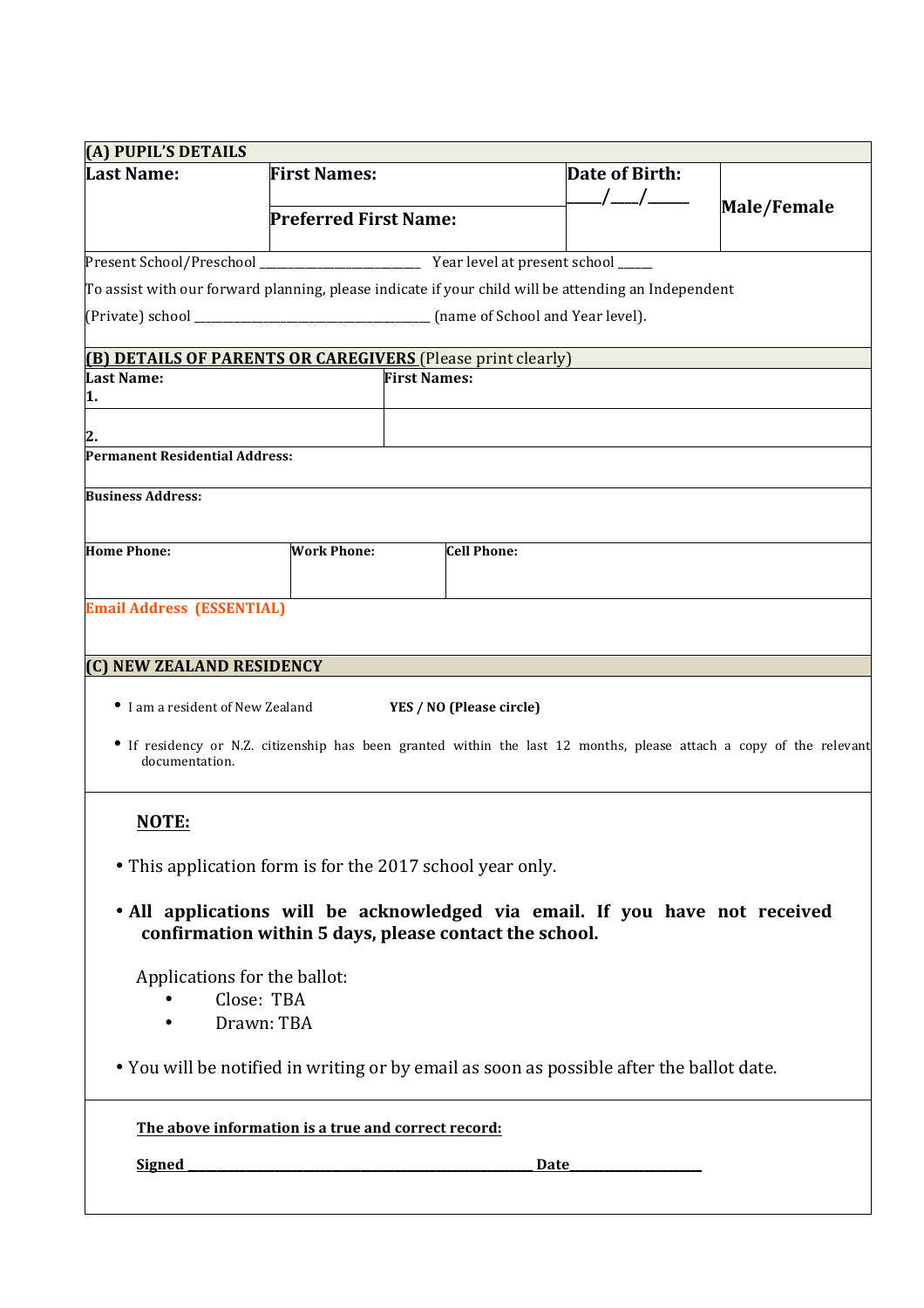## (A) PUPIL'S DETAILS

| Last Name: | First Names: | Date of Birth: | Male/Female |
|---|---|---|---|
| | Preferred First Name: | ____/___/_____ | |

Present School/Preschool _________________________ Year level at present school _____

To assist with our forward planning, please indicate if your child will be attending an Independent (Private) school ____________________________________ (name of School and Year level).

## (B) DETAILS OF PARENTS OR CAREGIVERS (Please print clearly)

| Last Name: | First Names: |
|---|---|
| 1. | |
| 2. | |

**Permanent Residential Address:**

**Business Address:**

| Home Phone: | Work Phone: | Cell Phone: |
|---|---|---|
| | | |

**Email Address (ESSENTIAL)**

## (C) NEW ZEALAND RESIDENCY

- I am a resident of New Zealand **YES / NO (Please circle)**
- If residency or N.Z. citizenship has been granted within the last 12 months, please attach a copy of the relevant documentation.

**NOTE:**

- This application form is for the 2017 school year only.
- **All applications will be acknowledged via email. If you have not received confirmation within 5 days, please contact the school.**

Applications for the ballot:

- Close: TBA
- Drawn: TBA

- You will be notified in writing or by email as soon as possible after the ballot date.

**The above information is a true and correct record:**

**Signed** _____________________________________________________ **Date**___________________